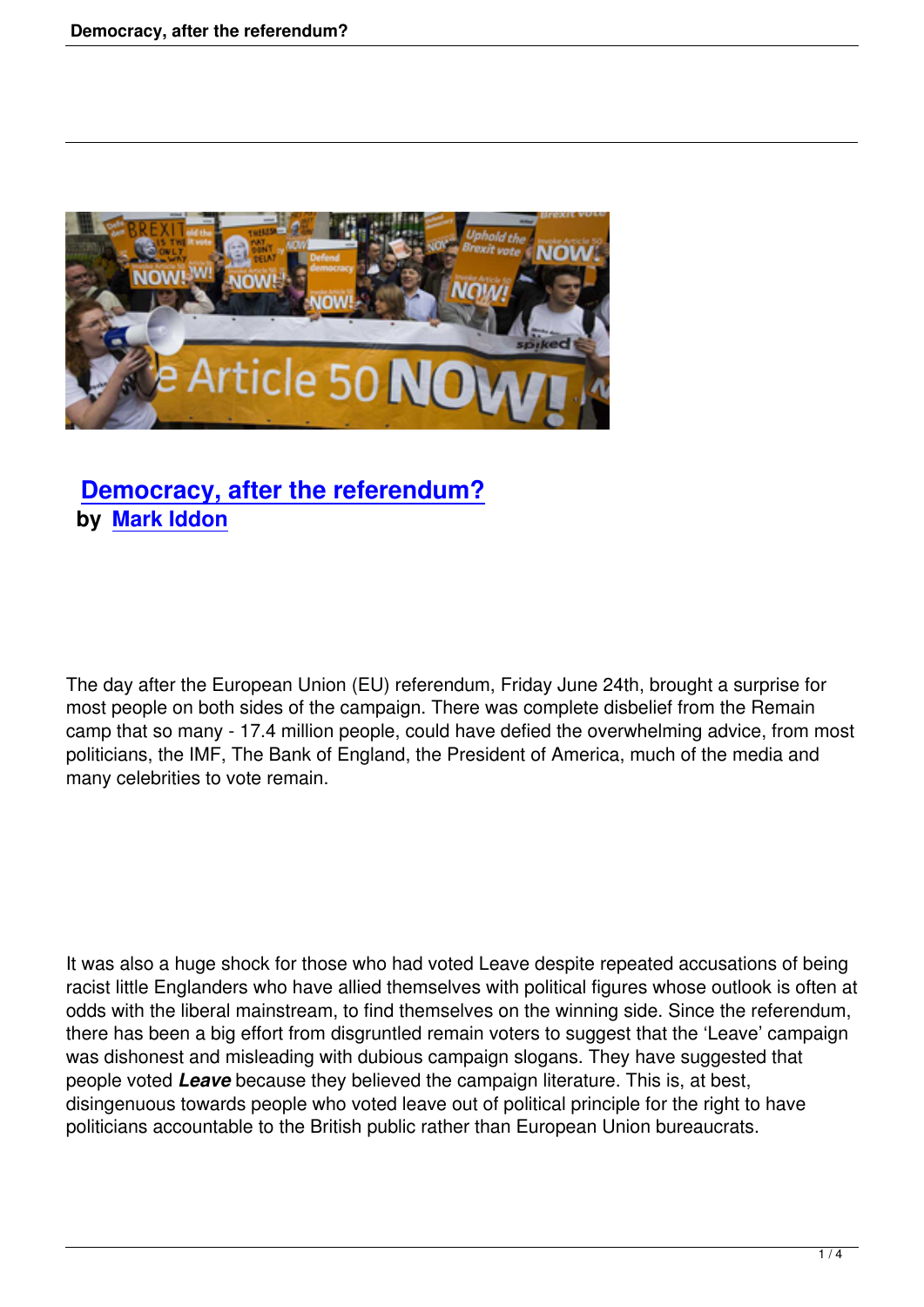# [Democracy, after the referendum?]

**by [Mark Iddon]**

The day after the European Union (EU) referendum, Friday June 24th, brought a surprise for most people on both sides of the campaign. There was complete disbelief from the Remain camp that so many - 17.4 million people, could have defied the overwhelming advice, from most politicians, the IMF, The Bank of England, the President of America, much of the media and many celebrities to vote remain.

It was also a huge shock for those who had voted Leave despite repeated accusations of being racist little Englanders who have allied themselves with political figures whose outlook is often at odds with the liberal mainstream, to find themselves on the winning side. Since the referendum, there has been a big effort from disgruntled remain voters to suggest that the 'Leave' campaign was dishonest and misleading with dubious campaign slogans. They have suggested that people voted ***Leave*** because they believed the campaign literature. This is, at best, disingenuous towards people who voted leave out of political principle for the right to have politicians accountable to the British public rather than European Union bureaucrats.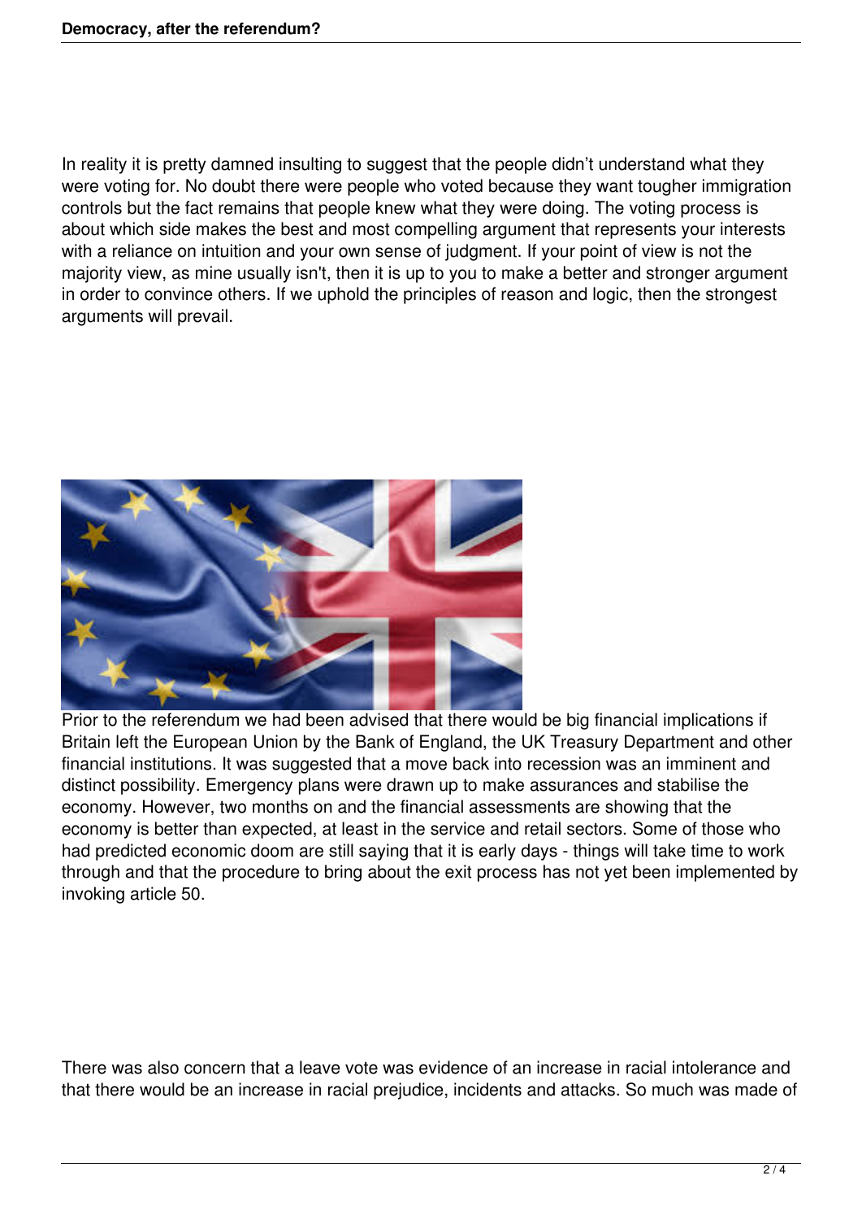In reality it is pretty damned insulting to suggest that the people didn't understand what they were voting for. No doubt there were people who voted because they want tougher immigration controls but the fact remains that people knew what they were doing. The voting process is about which side makes the best and most compelling argument that represents your interests with a reliance on intuition and your own sense of judgment. If your point of view is not the majority view, as mine usually isn't, then it is up to you to make a better and stronger argument in order to convince others. If we uphold the principles of reason and logic, then the strongest arguments will prevail.

Prior to the referendum we had been advised that there would be big financial implications if Britain left the European Union by the Bank of England, the UK Treasury Department and other financial institutions. It was suggested that a move back into recession was an imminent and distinct possibility. Emergency plans were drawn up to make assurances and stabilise the economy. However, two months on and the financial assessments are showing that the economy is better than expected, at least in the service and retail sectors. Some of those who had predicted economic doom are still saying that it is early days - things will take time to work through and that the procedure to bring about the exit process has not yet been implemented by invoking article 50.

There was also concern that a leave vote was evidence of an increase in racial intolerance and that there would be an increase in racial prejudice, incidents and attacks. So much was made of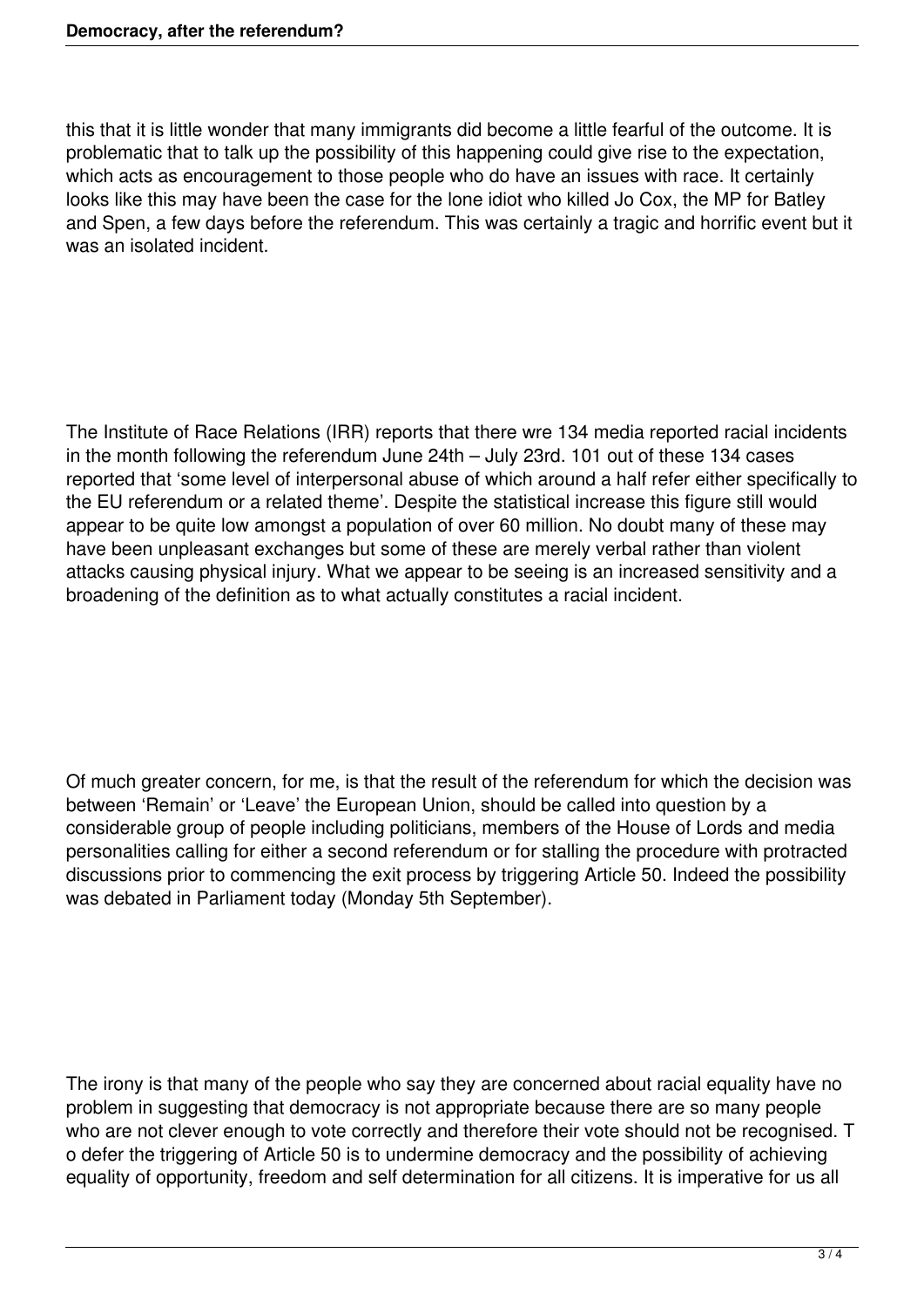this that it is little wonder that many immigrants did become a little fearful of the outcome. It is problematic that to talk up the possibility of this happening could give rise to the expectation, which acts as encouragement to those people who do have an issues with race. It certainly looks like this may have been the case for the lone idiot who killed Jo Cox, the MP for Batley and Spen, a few days before the referendum. This was certainly a tragic and horrific event but it was an isolated incident.

The Institute of Race Relations (IRR) reports that there wre 134 media reported racial incidents in the month following the referendum June 24th – July 23rd. 101 out of these 134 cases reported that 'some level of interpersonal abuse of which around a half refer either specifically to the EU referendum or a related theme'. Despite the statistical increase this figure still would appear to be quite low amongst a population of over 60 million. No doubt many of these may have been unpleasant exchanges but some of these are merely verbal rather than violent attacks causing physical injury. What we appear to be seeing is an increased sensitivity and a broadening of the definition as to what actually constitutes a racial incident.

Of much greater concern, for me, is that the result of the referendum for which the decision was between 'Remain' or 'Leave' the European Union, should be called into question by a considerable group of people including politicians, members of the House of Lords and media personalities calling for either a second referendum or for stalling the procedure with protracted discussions prior to commencing the exit process by triggering Article 50. Indeed the possibility was debated in Parliament today (Monday 5th September).

The irony is that many of the people who say they are concerned about racial equality have no problem in suggesting that democracy is not appropriate because there are so many people who are not clever enough to vote correctly and therefore their vote should not be recognised. To defer the triggering of Article 50 is to undermine democracy and the possibility of achieving equality of opportunity, freedom and self determination for all citizens. It is imperative for us all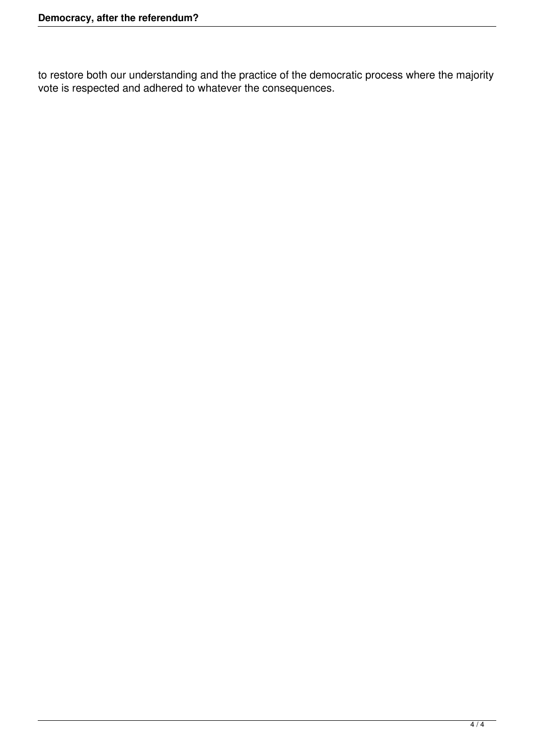to restore both our understanding and the practice of the democratic process where the majority vote is respected and adhered to whatever the consequences.